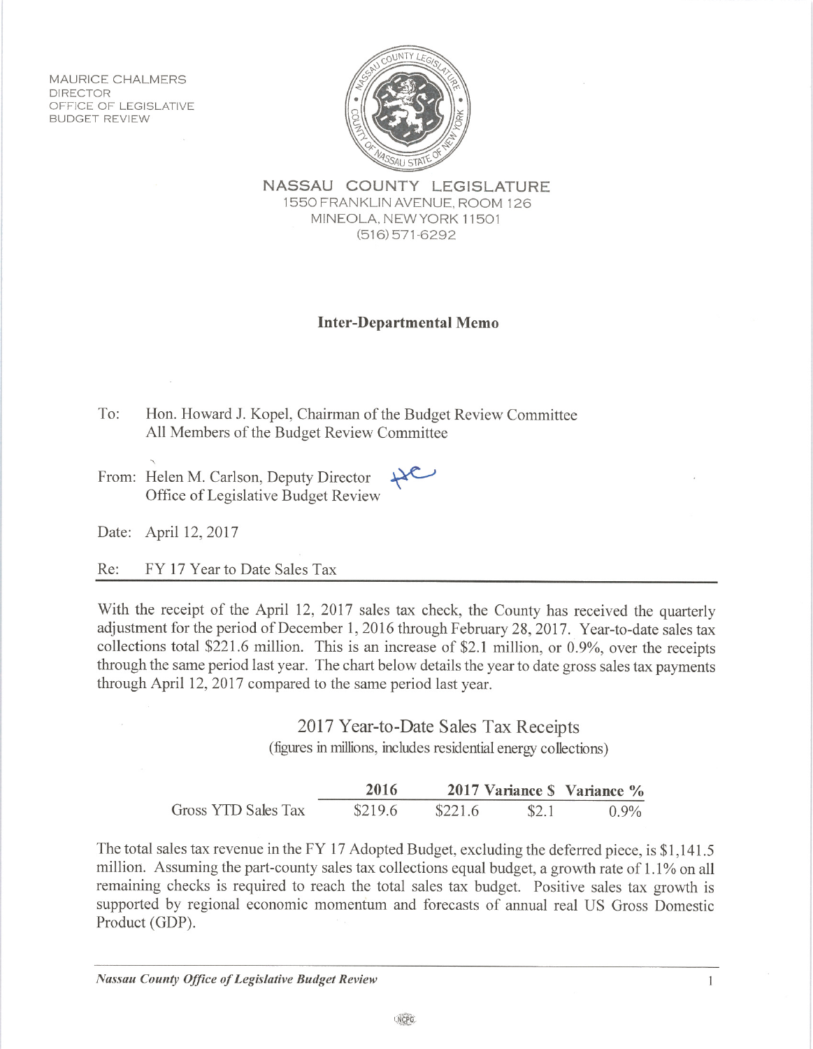MAURICE CHALMERS
DIRECTOR
OFFICE OF LEGISLATIVE
BUDGET REVIEW

**NASSAU COUNTY LEGISLATURE**
1550 FRANKLIN AVENUE, ROOM 126
MINEOLA, NEW YORK 11501
(516) 571-6292

## Inter-Departmental Memo

To: Hon. Howard J. Kopel, Chairman of the Budget Review Committee
All Members of the Budget Review Committee

From: Helen M. Carlson, Deputy Director
Office of Legislative Budget Review

Date: April 12, 2017

Re: FY 17 Year to Date Sales Tax

With the receipt of the April 12, 2017 sales tax check, the County has received the quarterly adjustment for the period of December 1, 2016 through February 28, 2017. Year-to-date sales tax collections total $221.6 million. This is an increase of $2.1 million, or 0.9%, over the receipts through the same period last year. The chart below details the year to date gross sales tax payments through April 12, 2017 compared to the same period last year.

### 2017 Year-to-Date Sales Tax Receipts
(figures in millions, includes residential energy collections)

| | **2016** | **2017** | **Variance $** | **Variance %** |
|---|---|---|---|---|
| Gross YTD Sales Tax | $219.6 | $221.6 | $2.1 | 0.9% |

The total sales tax revenue in the FY 17 Adopted Budget, excluding the deferred piece, is $1,141.5 million. Assuming the part-county sales tax collections equal budget, a growth rate of 1.1% on all remaining checks is required to reach the total sales tax budget. Positive sales tax growth is supported by regional economic momentum and forecasts of annual real US Gross Domestic Product (GDP).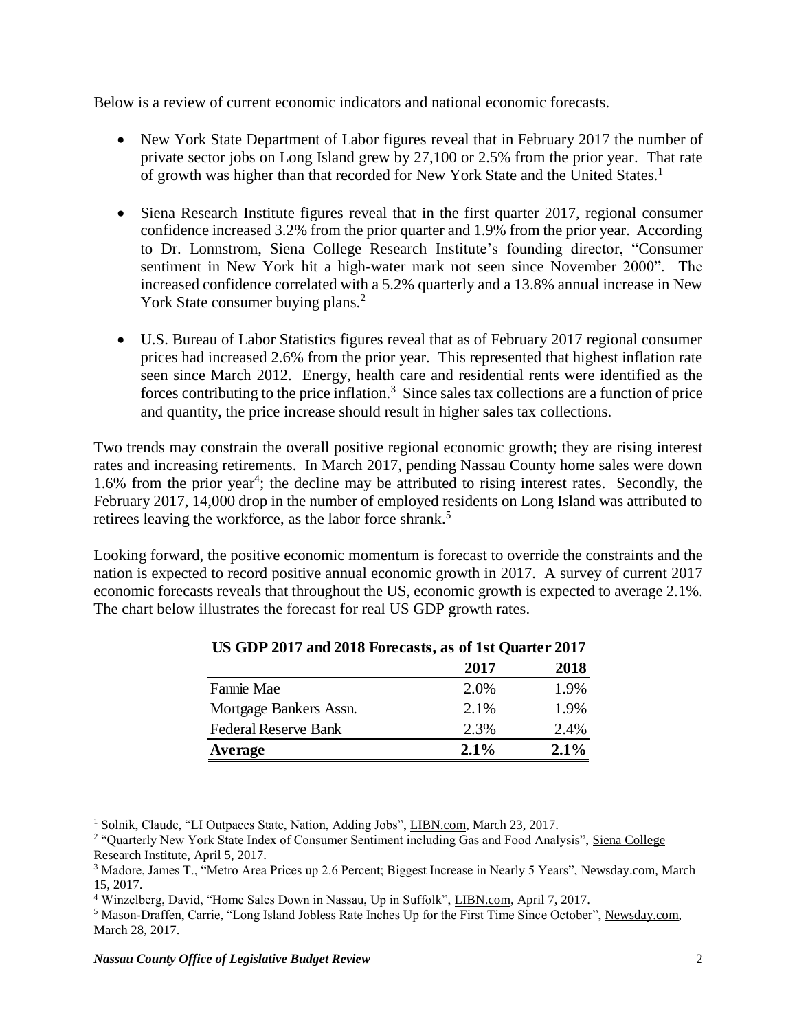Below is a review of current economic indicators and national economic forecasts.

- New York State Department of Labor figures reveal that in February 2017 the number of private sector jobs on Long Island grew by 27,100 or 2.5% from the prior year. That rate of growth was higher than that recorded for New York State and the United States.[1]

- Siena Research Institute figures reveal that in the first quarter 2017, regional consumer confidence increased 3.2% from the prior quarter and 1.9% from the prior year. According to Dr. Lonnstrom, Siena College Research Institute's founding director, "Consumer sentiment in New York hit a high-water mark not seen since November 2000". The increased confidence correlated with a 5.2% quarterly and a 13.8% annual increase in New York State consumer buying plans.[2]

- U.S. Bureau of Labor Statistics figures reveal that as of February 2017 regional consumer prices had increased 2.6% from the prior year. This represented that highest inflation rate seen since March 2012. Energy, health care and residential rents were identified as the forces contributing to the price inflation.[3] Since sales tax collections are a function of price and quantity, the price increase should result in higher sales tax collections.

Two trends may constrain the overall positive regional economic growth; they are rising interest rates and increasing retirements. In March 2017, pending Nassau County home sales were down 1.6% from the prior year[4]; the decline may be attributed to rising interest rates. Secondly, the February 2017, 14,000 drop in the number of employed residents on Long Island was attributed to retirees leaving the workforce, as the labor force shrank.[5]

Looking forward, the positive economic momentum is forecast to override the constraints and the nation is expected to record positive annual economic growth in 2017. A survey of current 2017 economic forecasts reveals that throughout the US, economic growth is expected to average 2.1%. The chart below illustrates the forecast for real US GDP growth rates.

**US GDP 2017 and 2018 Forecasts, as of 1st Quarter 2017**

| | 2017 | 2018 |
|---|---|---|
| Fannie Mae | 2.0% | 1.9% |
| Mortgage Bankers Assn. | 2.1% | 1.9% |
| Federal Reserve Bank | 2.3% | 2.4% |
| **Average** | **2.1%** | **2.1%** |

[1] Solnik, Claude, "LI Outpaces State, Nation, Adding Jobs", LIBN.com, March 23, 2017.

[2] "Quarterly New York State Index of Consumer Sentiment including Gas and Food Analysis", Siena College Research Institute, April 5, 2017.

[3] Madore, James T., "Metro Area Prices up 2.6 Percent; Biggest Increase in Nearly 5 Years", Newsday.com, March 15, 2017.

[4] Winzelberg, David, "Home Sales Down in Nassau, Up in Suffolk", LIBN.com, April 7, 2017.

[5] Mason-Draffen, Carrie, "Long Island Jobless Rate Inches Up for the First Time Since October", Newsday.com, March 28, 2017.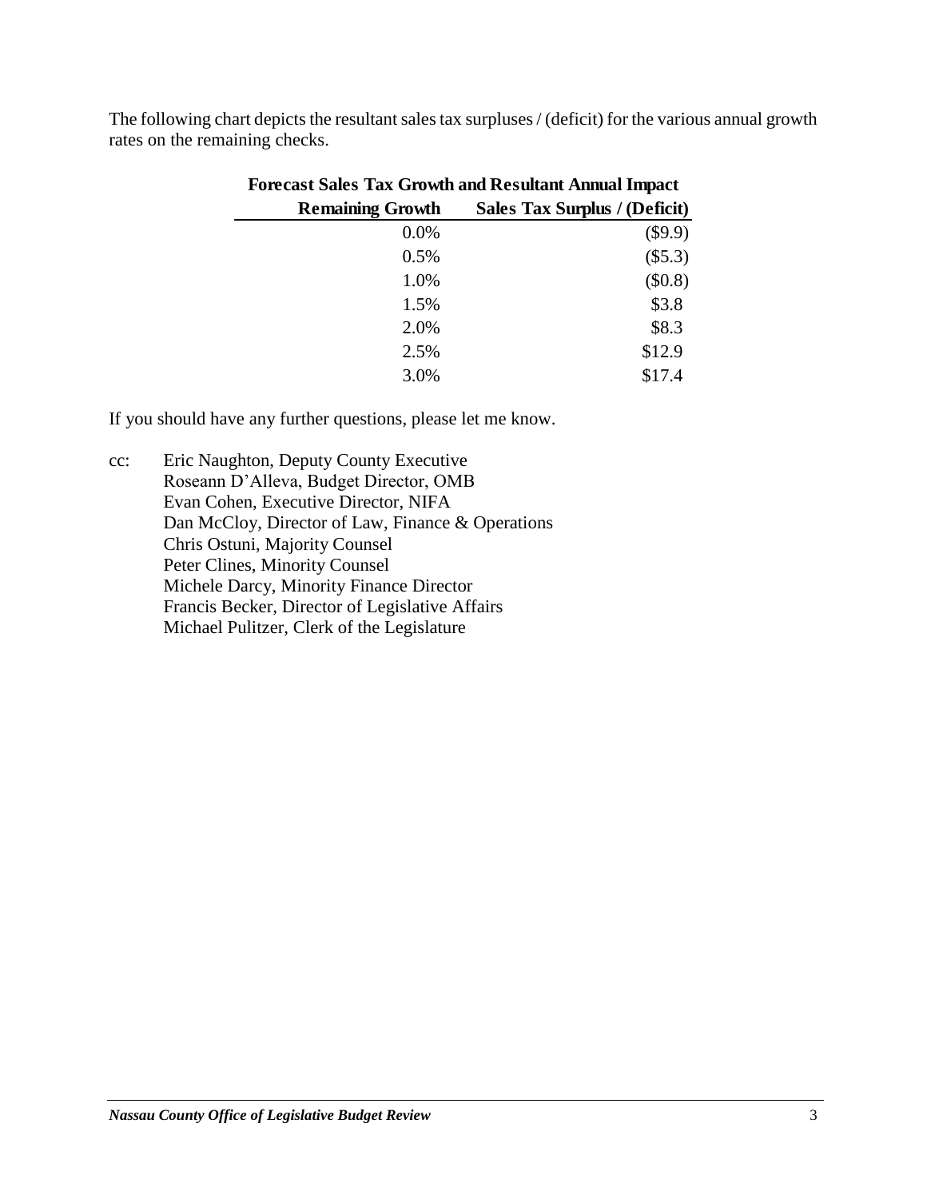The following chart depicts the resultant sales tax surpluses / (deficit) for the various annual growth rates on the remaining checks.

**Forecast Sales Tax Growth and Resultant Annual Impact**

| Remaining Growth | Sales Tax Surplus / (Deficit) |
|---:|---:|
| 0.0% | ($9.9) |
| 0.5% | ($5.3) |
| 1.0% | ($0.8) |
| 1.5% | $3.8 |
| 2.0% | $8.3 |
| 2.5% | $12.9 |
| 3.0% | $17.4 |

If you should have any further questions, please let me know.

cc: Eric Naughton, Deputy County Executive
Roseann D'Alleva, Budget Director, OMB
Evan Cohen, Executive Director, NIFA
Dan McCloy, Director of Law, Finance & Operations
Chris Ostuni, Majority Counsel
Peter Clines, Minority Counsel
Michele Darcy, Minority Finance Director
Francis Becker, Director of Legislative Affairs
Michael Pulitzer, Clerk of the Legislature